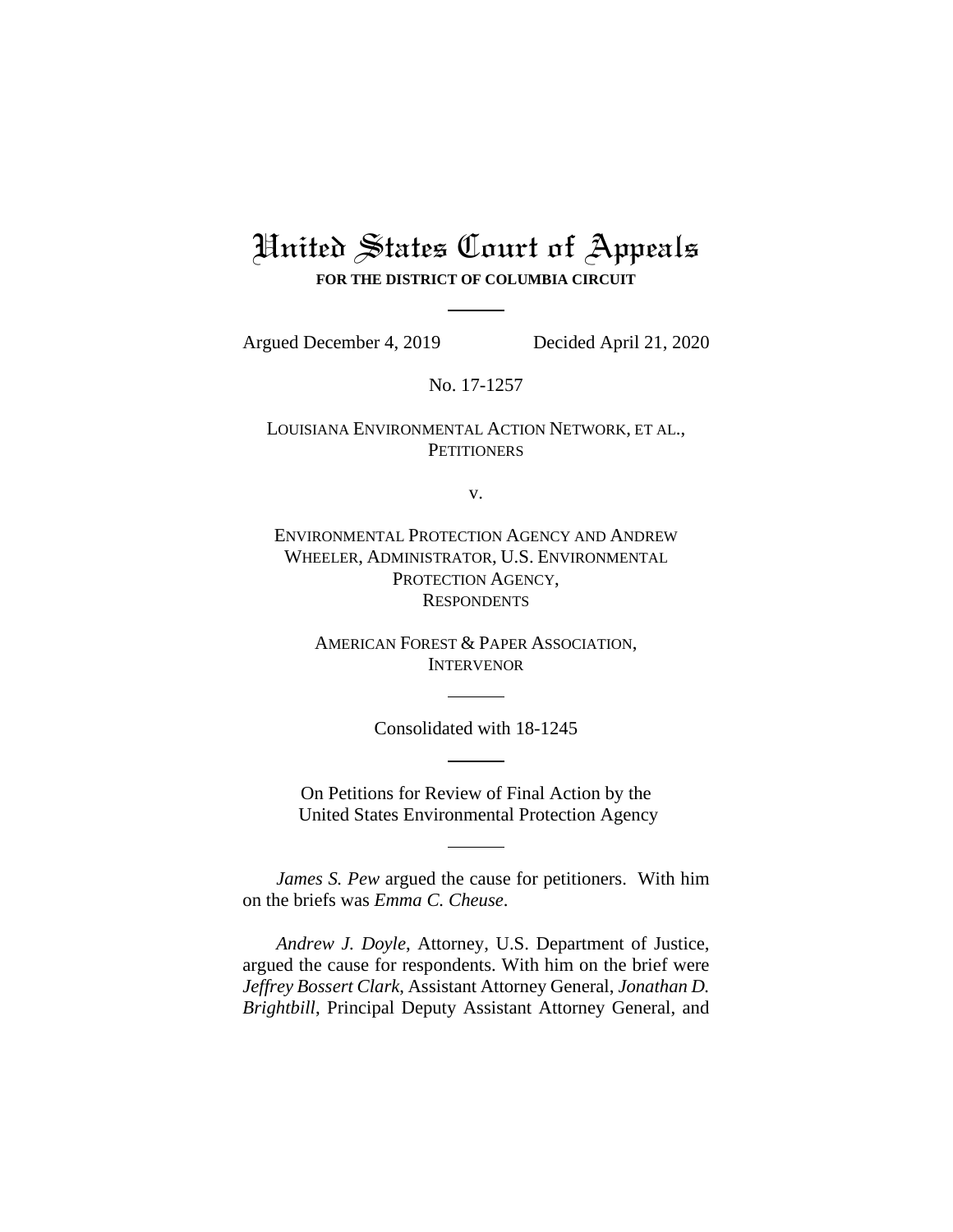# United States Court of Appeals

**FOR THE DISTRICT OF COLUMBIA CIRCUIT**

---

Argued December 4, 2019 Decided April 21, 2020

No. 17-1257

LOUISIANA ENVIRONMENTAL ACTION NETWORK, ET AL.,
PETITIONERS

v.

ENVIRONMENTAL PROTECTION AGENCY AND ANDREW WHEELER, ADMINISTRATOR, U.S. ENVIRONMENTAL PROTECTION AGENCY,
RESPONDENTS

AMERICAN FOREST & PAPER ASSOCIATION,
INTERVENOR

---

Consolidated with 18-1245

---

On Petitions for Review of Final Action by the
United States Environmental Protection Agency

---

*James S. Pew* argued the cause for petitioners. With him on the briefs was *Emma C. Cheuse*.

*Andrew J. Doyle*, Attorney, U.S. Department of Justice, argued the cause for respondents. With him on the brief were *Jeffrey Bossert Clark*, Assistant Attorney General, *Jonathan D. Brightbill*, Principal Deputy Assistant Attorney General, and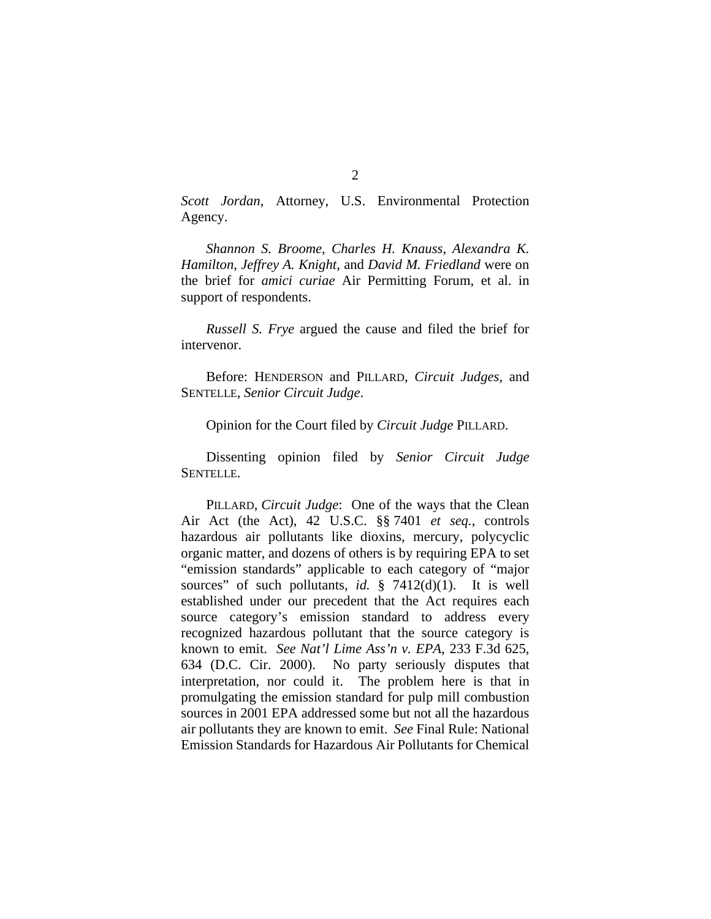*Scott Jordan*, Attorney, U.S. Environmental Protection Agency.

*Shannon S. Broome*, *Charles H. Knauss*, *Alexandra K. Hamilton*, *Jeffrey A. Knight*, and *David M. Friedland* were on the brief for *amici curiae* Air Permitting Forum, et al. in support of respondents.

*Russell S. Frye* argued the cause and filed the brief for intervenor.

Before: HENDERSON and PILLARD, *Circuit Judges*, and SENTELLE, *Senior Circuit Judge*.

Opinion for the Court filed by *Circuit Judge* PILLARD.

Dissenting opinion filed by *Senior Circuit Judge* SENTELLE.

PILLARD, *Circuit Judge*: One of the ways that the Clean Air Act (the Act), 42 U.S.C. §§ 7401 *et seq.*, controls hazardous air pollutants like dioxins, mercury, polycyclic organic matter, and dozens of others is by requiring EPA to set "emission standards" applicable to each category of "major sources" of such pollutants, *id.* § 7412(d)(1). It is well established under our precedent that the Act requires each source category's emission standard to address every recognized hazardous pollutant that the source category is known to emit. *See Nat'l Lime Ass'n v. EPA*, 233 F.3d 625, 634 (D.C. Cir. 2000). No party seriously disputes that interpretation, nor could it. The problem here is that in promulgating the emission standard for pulp mill combustion sources in 2001 EPA addressed some but not all the hazardous air pollutants they are known to emit. *See* Final Rule: National Emission Standards for Hazardous Air Pollutants for Chemical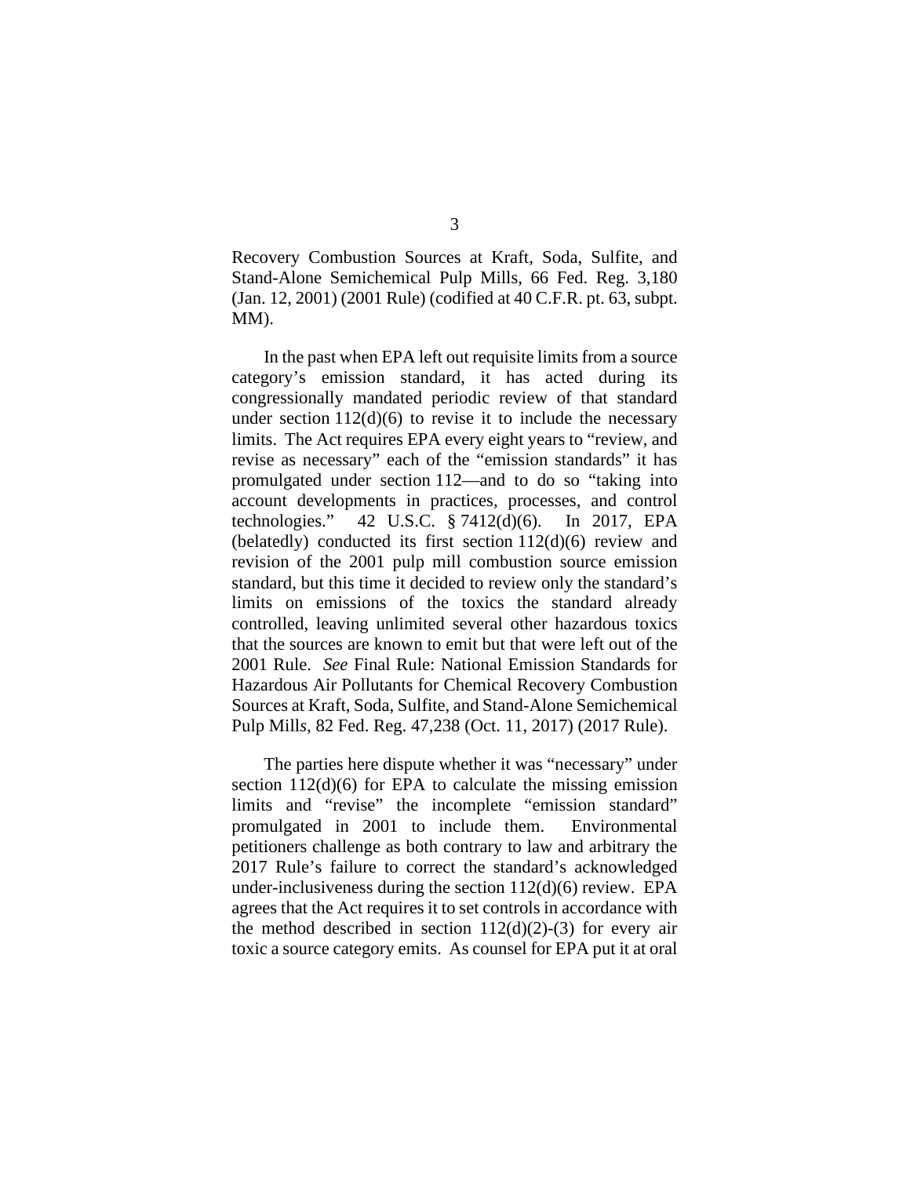Recovery Combustion Sources at Kraft, Soda, Sulfite, and Stand-Alone Semichemical Pulp Mills, 66 Fed. Reg. 3,180 (Jan. 12, 2001) (2001 Rule) (codified at 40 C.F.R. pt. 63, subpt. MM).

In the past when EPA left out requisite limits from a source category's emission standard, it has acted during its congressionally mandated periodic review of that standard under section 112(d)(6) to revise it to include the necessary limits. The Act requires EPA every eight years to "review, and revise as necessary" each of the "emission standards" it has promulgated under section 112—and to do so "taking into account developments in practices, processes, and control technologies." 42 U.S.C. § 7412(d)(6). In 2017, EPA (belatedly) conducted its first section 112(d)(6) review and revision of the 2001 pulp mill combustion source emission standard, but this time it decided to review only the standard's limits on emissions of the toxics the standard already controlled, leaving unlimited several other hazardous toxics that the sources are known to emit but that were left out of the 2001 Rule. *See* Final Rule: National Emission Standards for Hazardous Air Pollutants for Chemical Recovery Combustion Sources at Kraft, Soda, Sulfite, and Stand-Alone Semichemical Pulp Mill*s*, 82 Fed. Reg. 47,238 (Oct. 11, 2017) (2017 Rule).

The parties here dispute whether it was "necessary" under section 112(d)(6) for EPA to calculate the missing emission limits and "revise" the incomplete "emission standard" promulgated in 2001 to include them. Environmental petitioners challenge as both contrary to law and arbitrary the 2017 Rule's failure to correct the standard's acknowledged under-inclusiveness during the section 112(d)(6) review. EPA agrees that the Act requires it to set controls in accordance with the method described in section 112(d)(2)-(3) for every air toxic a source category emits. As counsel for EPA put it at oral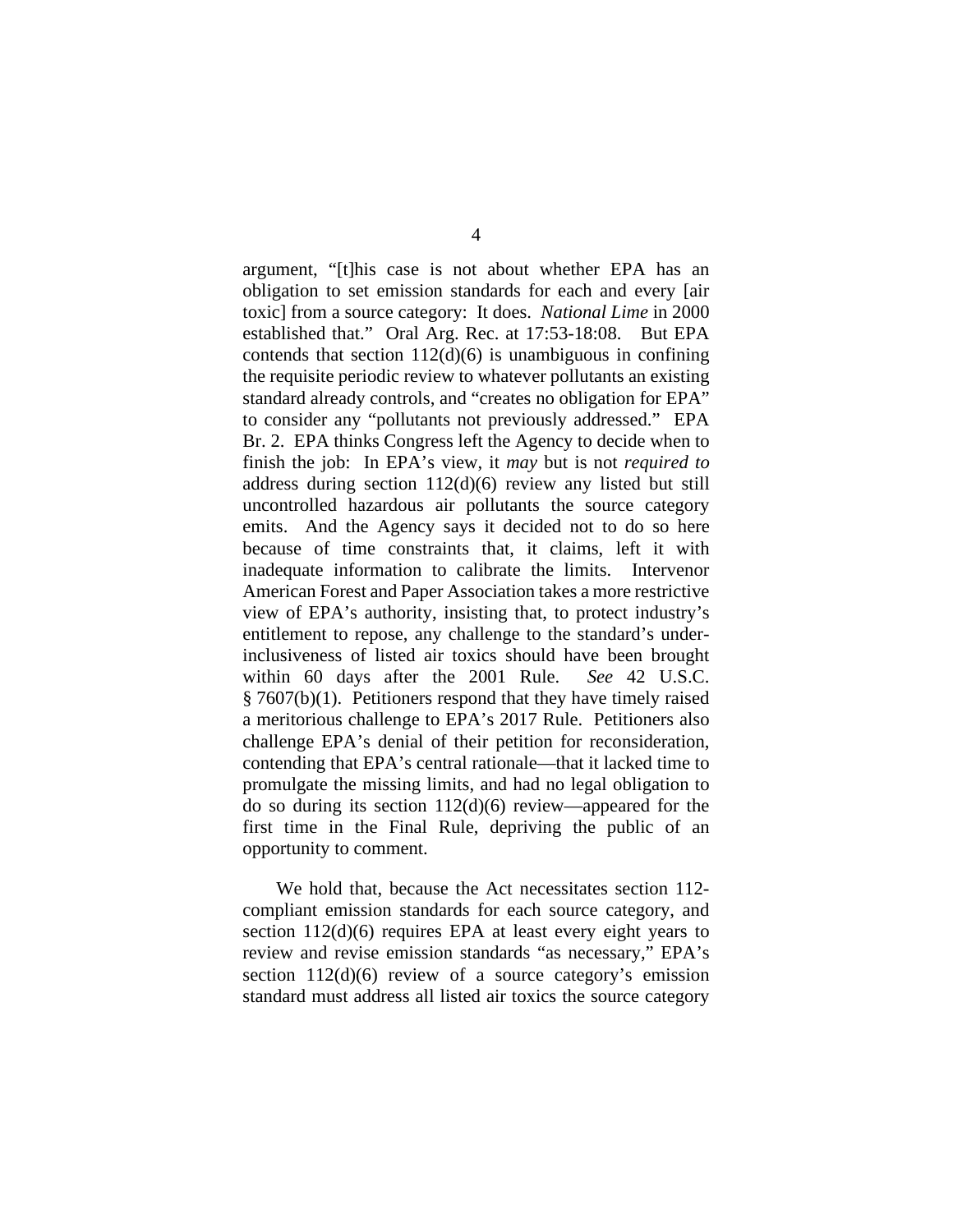argument, "[t]his case is not about whether EPA has an obligation to set emission standards for each and every [air toxic] from a source category: It does. *National Lime* in 2000 established that." Oral Arg. Rec. at 17:53-18:08. But EPA contends that section 112(d)(6) is unambiguous in confining the requisite periodic review to whatever pollutants an existing standard already controls, and "creates no obligation for EPA" to consider any "pollutants not previously addressed." EPA Br. 2. EPA thinks Congress left the Agency to decide when to finish the job: In EPA's view, it *may* but is not *required to* address during section 112(d)(6) review any listed but still uncontrolled hazardous air pollutants the source category emits. And the Agency says it decided not to do so here because of time constraints that, it claims, left it with inadequate information to calibrate the limits. Intervenor American Forest and Paper Association takes a more restrictive view of EPA's authority, insisting that, to protect industry's entitlement to repose, any challenge to the standard's under-inclusiveness of listed air toxics should have been brought within 60 days after the 2001 Rule. *See* 42 U.S.C. § 7607(b)(1). Petitioners respond that they have timely raised a meritorious challenge to EPA's 2017 Rule. Petitioners also challenge EPA's denial of their petition for reconsideration, contending that EPA's central rationale—that it lacked time to promulgate the missing limits, and had no legal obligation to do so during its section 112(d)(6) review—appeared for the first time in the Final Rule, depriving the public of an opportunity to comment.

We hold that, because the Act necessitates section 112-compliant emission standards for each source category, and section 112(d)(6) requires EPA at least every eight years to review and revise emission standards "as necessary," EPA's section 112(d)(6) review of a source category's emission standard must address all listed air toxics the source category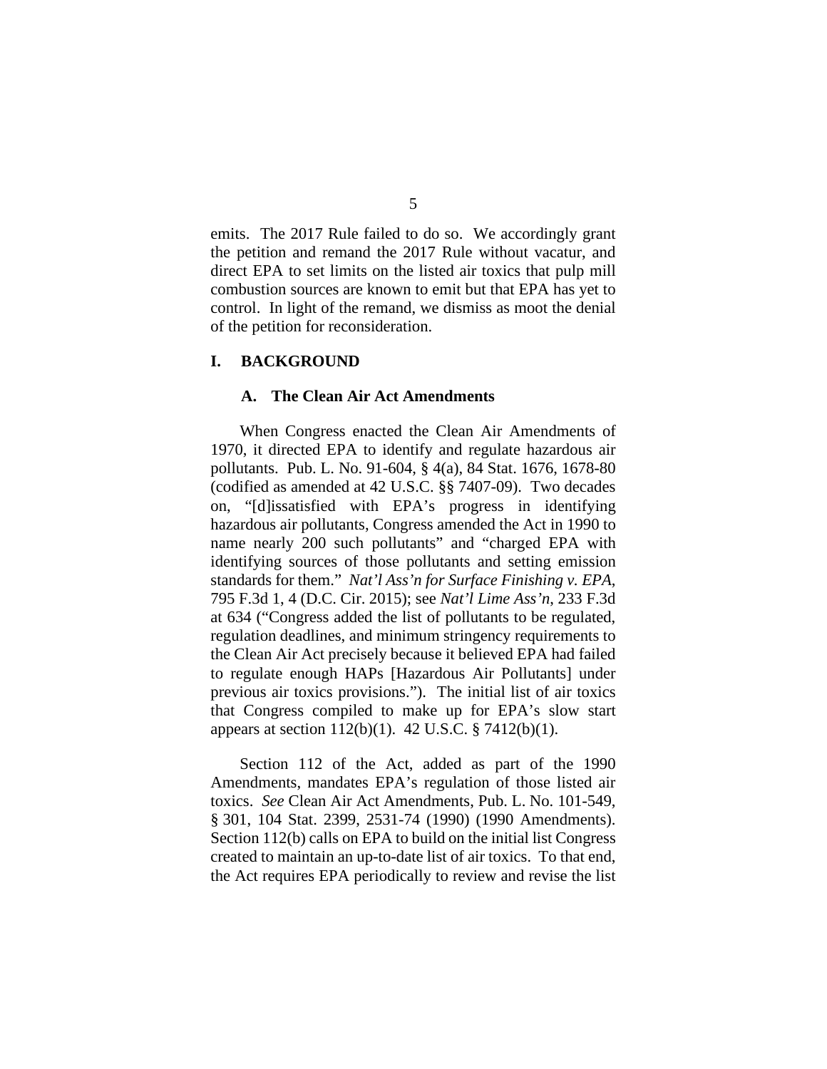emits. The 2017 Rule failed to do so. We accordingly grant the petition and remand the 2017 Rule without vacatur, and direct EPA to set limits on the listed air toxics that pulp mill combustion sources are known to emit but that EPA has yet to control. In light of the remand, we dismiss as moot the denial of the petition for reconsideration.

## I. BACKGROUND

### A. The Clean Air Act Amendments

When Congress enacted the Clean Air Amendments of 1970, it directed EPA to identify and regulate hazardous air pollutants. Pub. L. No. 91-604, § 4(a), 84 Stat. 1676, 1678-80 (codified as amended at 42 U.S.C. §§ 7407-09). Two decades on, "[d]issatisfied with EPA's progress in identifying hazardous air pollutants, Congress amended the Act in 1990 to name nearly 200 such pollutants" and "charged EPA with identifying sources of those pollutants and setting emission standards for them." *Nat'l Ass'n for Surface Finishing v. EPA*, 795 F.3d 1, 4 (D.C. Cir. 2015); see *Nat'l Lime Ass'n*, 233 F.3d at 634 ("Congress added the list of pollutants to be regulated, regulation deadlines, and minimum stringency requirements to the Clean Air Act precisely because it believed EPA had failed to regulate enough HAPs [Hazardous Air Pollutants] under previous air toxics provisions."). The initial list of air toxics that Congress compiled to make up for EPA's slow start appears at section 112(b)(1). 42 U.S.C. § 7412(b)(1).

Section 112 of the Act, added as part of the 1990 Amendments, mandates EPA's regulation of those listed air toxics. *See* Clean Air Act Amendments, Pub. L. No. 101-549, § 301, 104 Stat. 2399, 2531-74 (1990) (1990 Amendments). Section 112(b) calls on EPA to build on the initial list Congress created to maintain an up-to-date list of air toxics. To that end, the Act requires EPA periodically to review and revise the list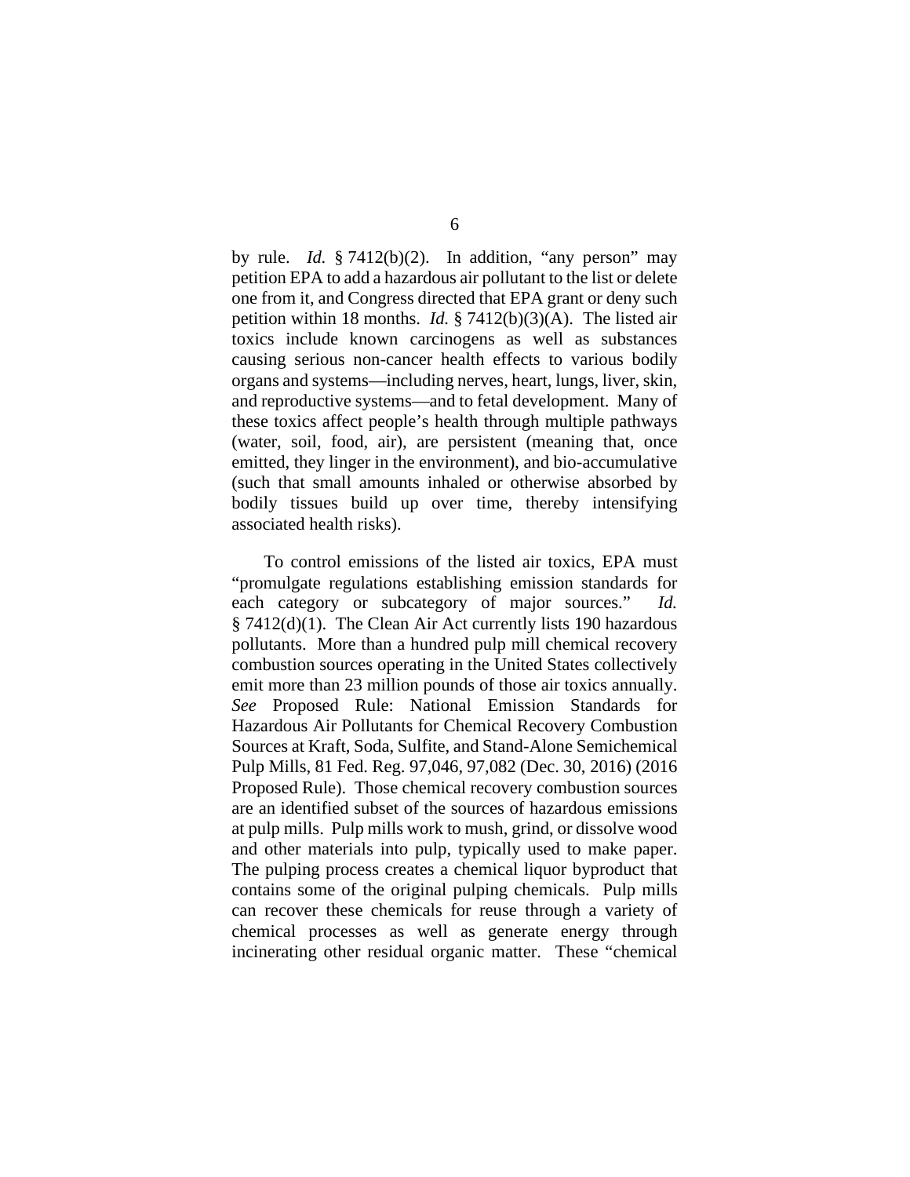by rule. *Id.* § 7412(b)(2). In addition, "any person" may petition EPA to add a hazardous air pollutant to the list or delete one from it, and Congress directed that EPA grant or deny such petition within 18 months. *Id.* § 7412(b)(3)(A). The listed air toxics include known carcinogens as well as substances causing serious non-cancer health effects to various bodily organs and systems—including nerves, heart, lungs, liver, skin, and reproductive systems—and to fetal development. Many of these toxics affect people's health through multiple pathways (water, soil, food, air), are persistent (meaning that, once emitted, they linger in the environment), and bio-accumulative (such that small amounts inhaled or otherwise absorbed by bodily tissues build up over time, thereby intensifying associated health risks).

To control emissions of the listed air toxics, EPA must "promulgate regulations establishing emission standards for each category or subcategory of major sources." *Id.* § 7412(d)(1). The Clean Air Act currently lists 190 hazardous pollutants. More than a hundred pulp mill chemical recovery combustion sources operating in the United States collectively emit more than 23 million pounds of those air toxics annually. *See* Proposed Rule: National Emission Standards for Hazardous Air Pollutants for Chemical Recovery Combustion Sources at Kraft, Soda, Sulfite, and Stand-Alone Semichemical Pulp Mills, 81 Fed. Reg. 97,046, 97,082 (Dec. 30, 2016) (2016 Proposed Rule). Those chemical recovery combustion sources are an identified subset of the sources of hazardous emissions at pulp mills. Pulp mills work to mush, grind, or dissolve wood and other materials into pulp, typically used to make paper. The pulping process creates a chemical liquor byproduct that contains some of the original pulping chemicals. Pulp mills can recover these chemicals for reuse through a variety of chemical processes as well as generate energy through incinerating other residual organic matter. These "chemical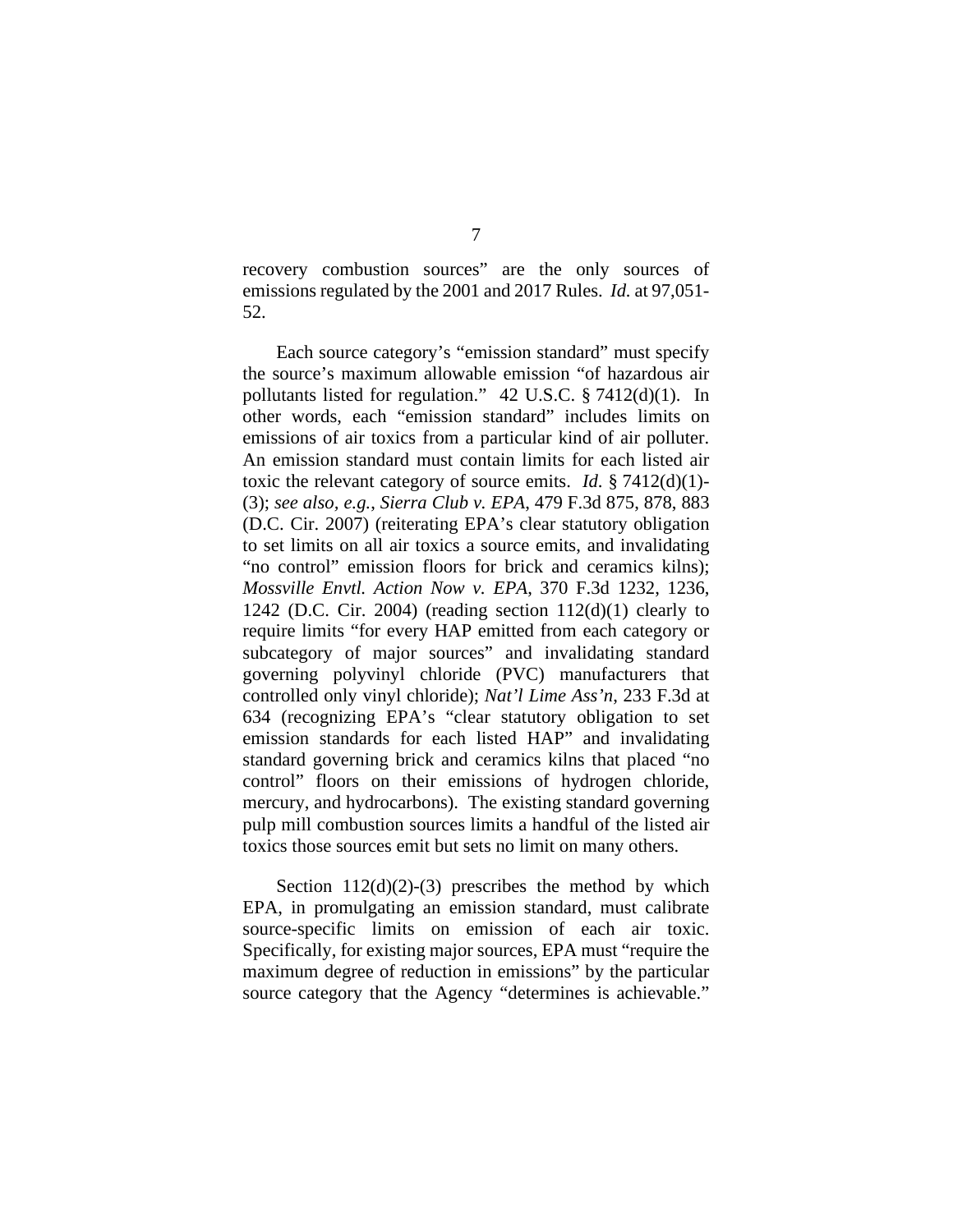recovery combustion sources" are the only sources of emissions regulated by the 2001 and 2017 Rules. *Id.* at 97,051-52.

Each source category's "emission standard" must specify the source's maximum allowable emission "of hazardous air pollutants listed for regulation." 42 U.S.C. § 7412(d)(1). In other words, each "emission standard" includes limits on emissions of air toxics from a particular kind of air polluter. An emission standard must contain limits for each listed air toxic the relevant category of source emits. *Id.* § 7412(d)(1)-(3); *see also, e.g.*, *Sierra Club v. EPA*, 479 F.3d 875, 878, 883 (D.C. Cir. 2007) (reiterating EPA's clear statutory obligation to set limits on all air toxics a source emits, and invalidating "no control" emission floors for brick and ceramics kilns); *Mossville Envtl. Action Now v. EPA*, 370 F.3d 1232, 1236, 1242 (D.C. Cir. 2004) (reading section 112(d)(1) clearly to require limits "for every HAP emitted from each category or subcategory of major sources" and invalidating standard governing polyvinyl chloride (PVC) manufacturers that controlled only vinyl chloride); *Nat'l Lime Ass'n*, 233 F.3d at 634 (recognizing EPA's "clear statutory obligation to set emission standards for each listed HAP" and invalidating standard governing brick and ceramics kilns that placed "no control" floors on their emissions of hydrogen chloride, mercury, and hydrocarbons). The existing standard governing pulp mill combustion sources limits a handful of the listed air toxics those sources emit but sets no limit on many others.

Section 112(d)(2)-(3) prescribes the method by which EPA, in promulgating an emission standard, must calibrate source-specific limits on emission of each air toxic. Specifically, for existing major sources, EPA must "require the maximum degree of reduction in emissions" by the particular source category that the Agency "determines is achievable."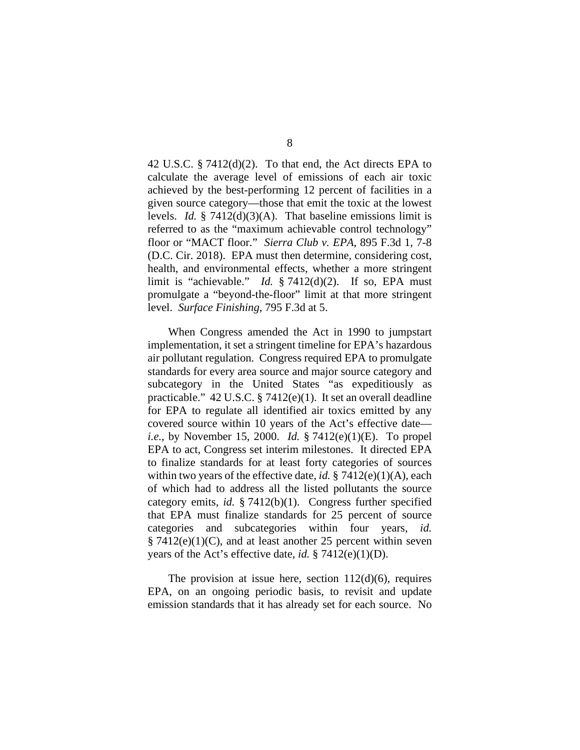42 U.S.C. § 7412(d)(2). To that end, the Act directs EPA to calculate the average level of emissions of each air toxic achieved by the best-performing 12 percent of facilities in a given source category—those that emit the toxic at the lowest levels. *Id.* § 7412(d)(3)(A). That baseline emissions limit is referred to as the "maximum achievable control technology" floor or "MACT floor." *Sierra Club v. EPA*, 895 F.3d 1, 7-8 (D.C. Cir. 2018). EPA must then determine, considering cost, health, and environmental effects, whether a more stringent limit is "achievable." *Id.* § 7412(d)(2). If so, EPA must promulgate a "beyond-the-floor" limit at that more stringent level. *Surface Finishing*, 795 F.3d at 5.

When Congress amended the Act in 1990 to jumpstart implementation, it set a stringent timeline for EPA's hazardous air pollutant regulation. Congress required EPA to promulgate standards for every area source and major source category and subcategory in the United States "as expeditiously as practicable." 42 U.S.C. § 7412(e)(1). It set an overall deadline for EPA to regulate all identified air toxics emitted by any covered source within 10 years of the Act's effective date—*i.e.*, by November 15, 2000. *Id.* § 7412(e)(1)(E). To propel EPA to act, Congress set interim milestones. It directed EPA to finalize standards for at least forty categories of sources within two years of the effective date, *id.* § 7412(e)(1)(A), each of which had to address all the listed pollutants the source category emits, *id.* § 7412(b)(1). Congress further specified that EPA must finalize standards for 25 percent of source categories and subcategories within four years, *id.* § 7412(e)(1)(C), and at least another 25 percent within seven years of the Act's effective date, *id.* § 7412(e)(1)(D).

The provision at issue here, section 112(d)(6), requires EPA, on an ongoing periodic basis, to revisit and update emission standards that it has already set for each source. No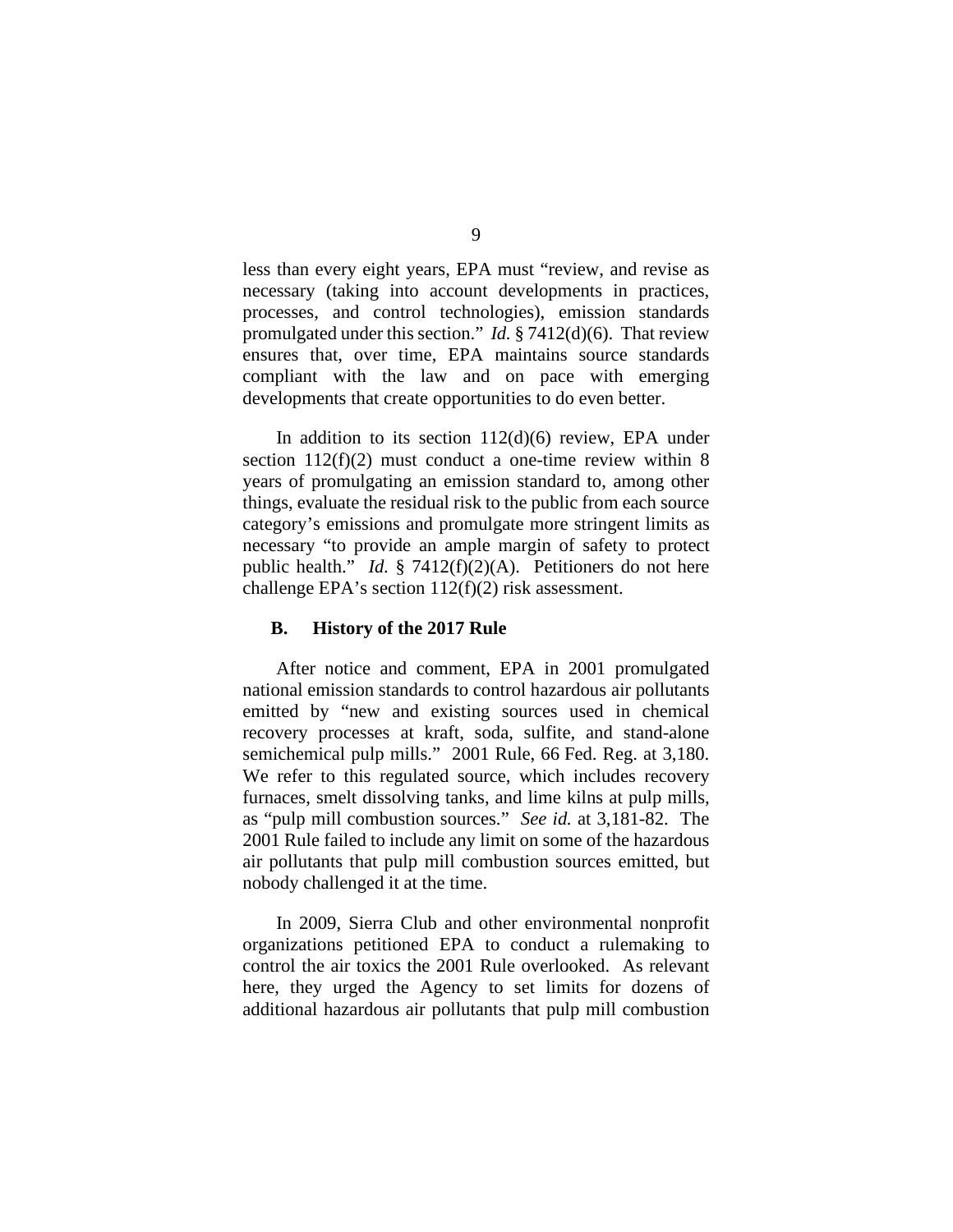less than every eight years, EPA must "review, and revise as necessary (taking into account developments in practices, processes, and control technologies), emission standards promulgated under this section." *Id.* § 7412(d)(6). That review ensures that, over time, EPA maintains source standards compliant with the law and on pace with emerging developments that create opportunities to do even better.

In addition to its section 112(d)(6) review, EPA under section 112(f)(2) must conduct a one-time review within 8 years of promulgating an emission standard to, among other things, evaluate the residual risk to the public from each source category's emissions and promulgate more stringent limits as necessary "to provide an ample margin of safety to protect public health." *Id.* § 7412(f)(2)(A). Petitioners do not here challenge EPA's section 112(f)(2) risk assessment.

### B. History of the 2017 Rule

After notice and comment, EPA in 2001 promulgated national emission standards to control hazardous air pollutants emitted by "new and existing sources used in chemical recovery processes at kraft, soda, sulfite, and stand-alone semichemical pulp mills." 2001 Rule, 66 Fed. Reg. at 3,180. We refer to this regulated source, which includes recovery furnaces, smelt dissolving tanks, and lime kilns at pulp mills, as "pulp mill combustion sources." *See id.* at 3,181-82. The 2001 Rule failed to include any limit on some of the hazardous air pollutants that pulp mill combustion sources emitted, but nobody challenged it at the time.

In 2009, Sierra Club and other environmental nonprofit organizations petitioned EPA to conduct a rulemaking to control the air toxics the 2001 Rule overlooked. As relevant here, they urged the Agency to set limits for dozens of additional hazardous air pollutants that pulp mill combustion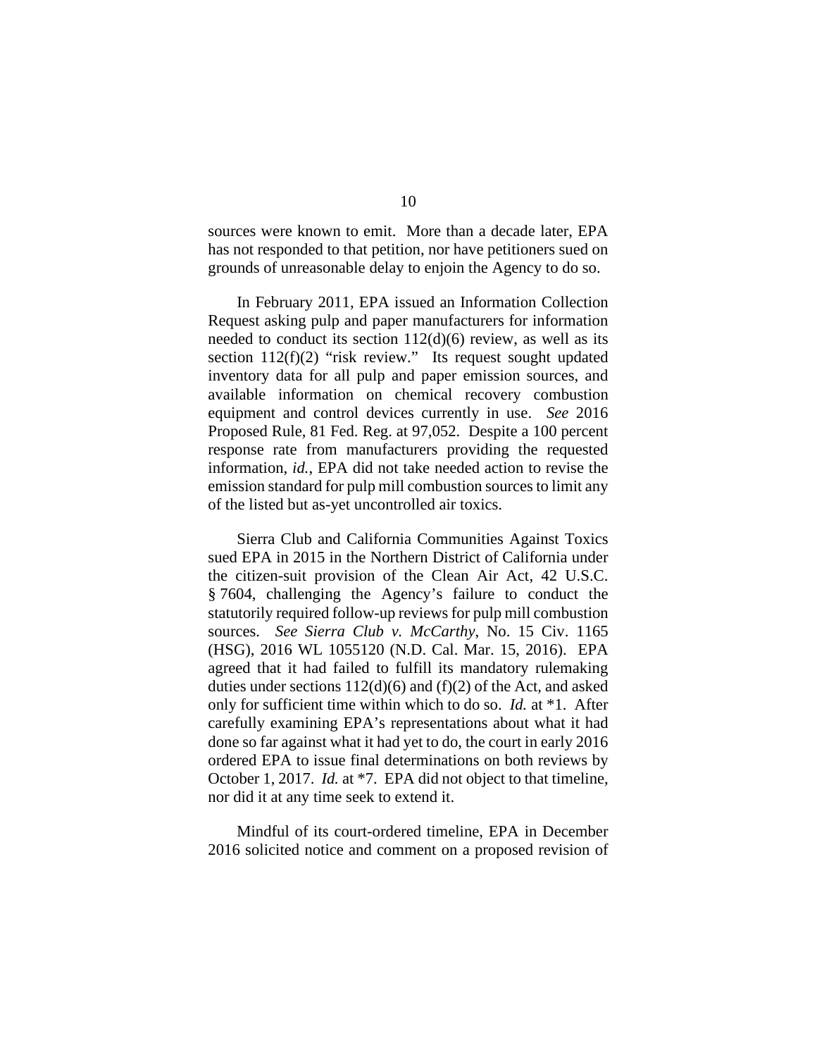sources were known to emit. More than a decade later, EPA has not responded to that petition, nor have petitioners sued on grounds of unreasonable delay to enjoin the Agency to do so.

In February 2011, EPA issued an Information Collection Request asking pulp and paper manufacturers for information needed to conduct its section 112(d)(6) review, as well as its section 112(f)(2) "risk review." Its request sought updated inventory data for all pulp and paper emission sources, and available information on chemical recovery combustion equipment and control devices currently in use. *See* 2016 Proposed Rule, 81 Fed. Reg. at 97,052. Despite a 100 percent response rate from manufacturers providing the requested information, *id.*, EPA did not take needed action to revise the emission standard for pulp mill combustion sources to limit any of the listed but as-yet uncontrolled air toxics.

Sierra Club and California Communities Against Toxics sued EPA in 2015 in the Northern District of California under the citizen-suit provision of the Clean Air Act, 42 U.S.C. § 7604, challenging the Agency's failure to conduct the statutorily required follow-up reviews for pulp mill combustion sources. *See Sierra Club v. McCarthy*, No. 15 Civ. 1165 (HSG), 2016 WL 1055120 (N.D. Cal. Mar. 15, 2016). EPA agreed that it had failed to fulfill its mandatory rulemaking duties under sections 112(d)(6) and (f)(2) of the Act, and asked only for sufficient time within which to do so. *Id.* at *1. After carefully examining EPA's representations about what it had done so far against what it had yet to do, the court in early 2016 ordered EPA to issue final determinations on both reviews by October 1, 2017. *Id.* at *7. EPA did not object to that timeline, nor did it at any time seek to extend it.

Mindful of its court-ordered timeline, EPA in December 2016 solicited notice and comment on a proposed revision of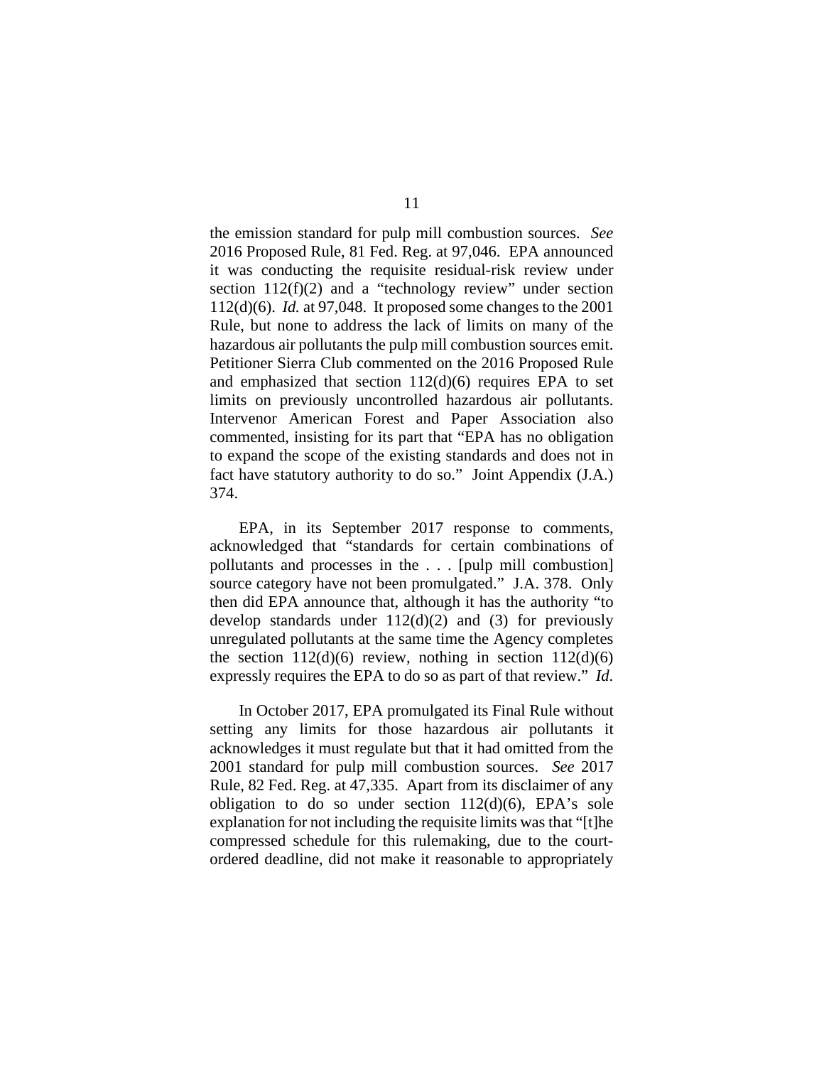the emission standard for pulp mill combustion sources. *See* 2016 Proposed Rule, 81 Fed. Reg. at 97,046. EPA announced it was conducting the requisite residual-risk review under section 112(f)(2) and a "technology review" under section 112(d)(6). *Id.* at 97,048. It proposed some changes to the 2001 Rule, but none to address the lack of limits on many of the hazardous air pollutants the pulp mill combustion sources emit. Petitioner Sierra Club commented on the 2016 Proposed Rule and emphasized that section 112(d)(6) requires EPA to set limits on previously uncontrolled hazardous air pollutants. Intervenor American Forest and Paper Association also commented, insisting for its part that "EPA has no obligation to expand the scope of the existing standards and does not in fact have statutory authority to do so." Joint Appendix (J.A.) 374.

EPA, in its September 2017 response to comments, acknowledged that "standards for certain combinations of pollutants and processes in the . . . [pulp mill combustion] source category have not been promulgated." J.A. 378. Only then did EPA announce that, although it has the authority "to develop standards under 112(d)(2) and (3) for previously unregulated pollutants at the same time the Agency completes the section 112(d)(6) review, nothing in section 112(d)(6) expressly requires the EPA to do so as part of that review." *Id*.

In October 2017, EPA promulgated its Final Rule without setting any limits for those hazardous air pollutants it acknowledges it must regulate but that it had omitted from the 2001 standard for pulp mill combustion sources. *See* 2017 Rule, 82 Fed. Reg. at 47,335. Apart from its disclaimer of any obligation to do so under section 112(d)(6), EPA's sole explanation for not including the requisite limits was that "[t]he compressed schedule for this rulemaking, due to the court-ordered deadline, did not make it reasonable to appropriately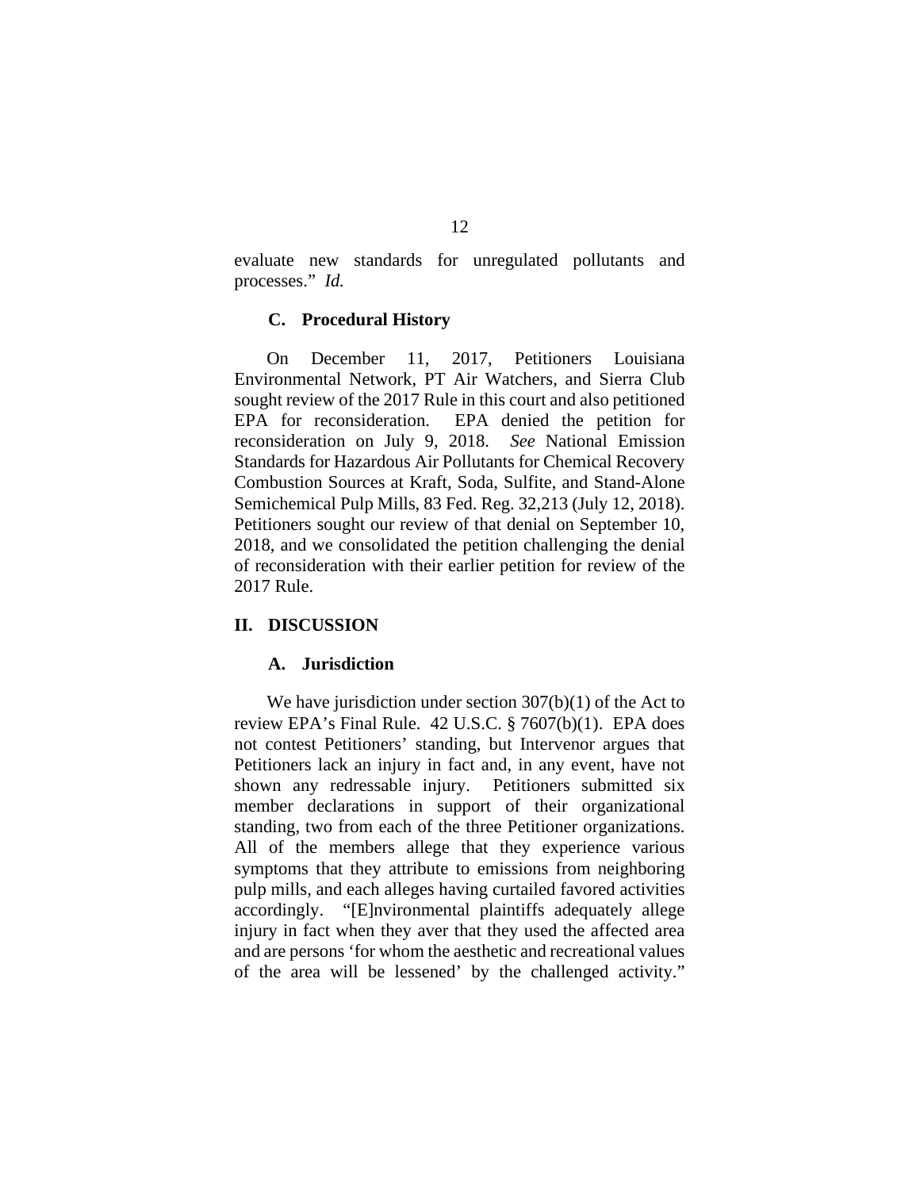evaluate new standards for unregulated pollutants and processes." *Id.*

### C. Procedural History

On December 11, 2017, Petitioners Louisiana Environmental Network, PT Air Watchers, and Sierra Club sought review of the 2017 Rule in this court and also petitioned EPA for reconsideration. EPA denied the petition for reconsideration on July 9, 2018. *See* National Emission Standards for Hazardous Air Pollutants for Chemical Recovery Combustion Sources at Kraft, Soda, Sulfite, and Stand-Alone Semichemical Pulp Mills, 83 Fed. Reg. 32,213 (July 12, 2018). Petitioners sought our review of that denial on September 10, 2018, and we consolidated the petition challenging the denial of reconsideration with their earlier petition for review of the 2017 Rule.

## II. DISCUSSION

### A. Jurisdiction

We have jurisdiction under section 307(b)(1) of the Act to review EPA's Final Rule. 42 U.S.C. § 7607(b)(1). EPA does not contest Petitioners' standing, but Intervenor argues that Petitioners lack an injury in fact and, in any event, have not shown any redressable injury. Petitioners submitted six member declarations in support of their organizational standing, two from each of the three Petitioner organizations. All of the members allege that they experience various symptoms that they attribute to emissions from neighboring pulp mills, and each alleges having curtailed favored activities accordingly. "[E]nvironmental plaintiffs adequately allege injury in fact when they aver that they used the affected area and are persons 'for whom the aesthetic and recreational values of the area will be lessened' by the challenged activity."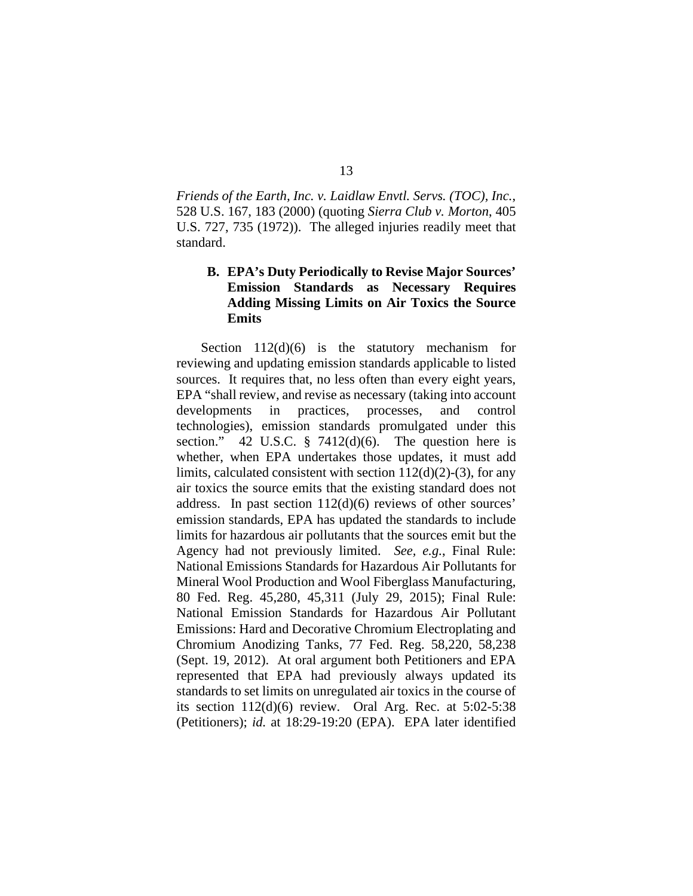*Friends of the Earth, Inc. v. Laidlaw Envtl. Servs. (TOC), Inc.*, 528 U.S. 167, 183 (2000) (quoting *Sierra Club v. Morton*, 405 U.S. 727, 735 (1972)). The alleged injuries readily meet that standard.

### B. EPA's Duty Periodically to Revise Major Sources' Emission Standards as Necessary Requires Adding Missing Limits on Air Toxics the Source Emits

Section 112(d)(6) is the statutory mechanism for reviewing and updating emission standards applicable to listed sources. It requires that, no less often than every eight years, EPA "shall review, and revise as necessary (taking into account developments in practices, processes, and control technologies), emission standards promulgated under this section." 42 U.S.C. § 7412(d)(6). The question here is whether, when EPA undertakes those updates, it must add limits, calculated consistent with section 112(d)(2)-(3), for any air toxics the source emits that the existing standard does not address. In past section 112(d)(6) reviews of other sources' emission standards, EPA has updated the standards to include limits for hazardous air pollutants that the sources emit but the Agency had not previously limited. *See, e.g.*, Final Rule: National Emissions Standards for Hazardous Air Pollutants for Mineral Wool Production and Wool Fiberglass Manufacturing, 80 Fed. Reg. 45,280, 45,311 (July 29, 2015); Final Rule: National Emission Standards for Hazardous Air Pollutant Emissions: Hard and Decorative Chromium Electroplating and Chromium Anodizing Tanks, 77 Fed. Reg. 58,220, 58,238 (Sept. 19, 2012). At oral argument both Petitioners and EPA represented that EPA had previously always updated its standards to set limits on unregulated air toxics in the course of its section 112(d)(6) review. Oral Arg. Rec. at 5:02-5:38 (Petitioners); *id.* at 18:29-19:20 (EPA). EPA later identified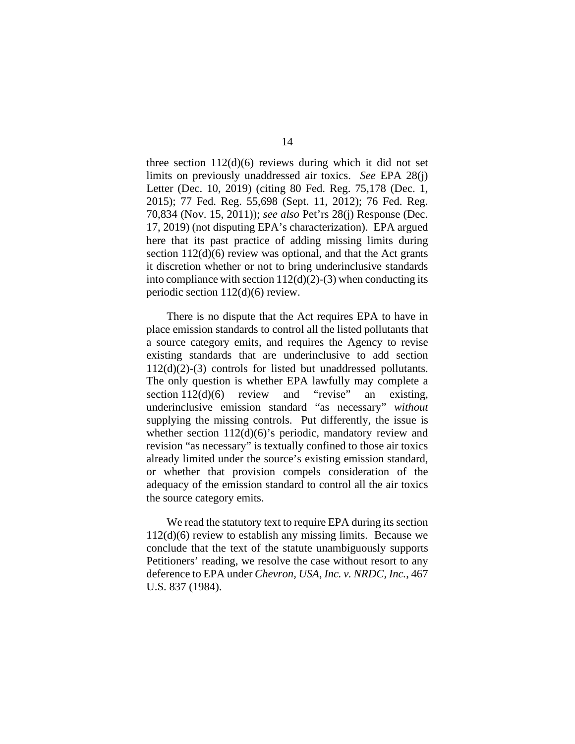three section 112(d)(6) reviews during which it did not set limits on previously unaddressed air toxics. *See* EPA 28(j) Letter (Dec. 10, 2019) (citing 80 Fed. Reg. 75,178 (Dec. 1, 2015); 77 Fed. Reg. 55,698 (Sept. 11, 2012); 76 Fed. Reg. 70,834 (Nov. 15, 2011)); *see also* Pet'rs 28(j) Response (Dec. 17, 2019) (not disputing EPA's characterization). EPA argued here that its past practice of adding missing limits during section 112(d)(6) review was optional, and that the Act grants it discretion whether or not to bring underinclusive standards into compliance with section 112(d)(2)-(3) when conducting its periodic section 112(d)(6) review.

There is no dispute that the Act requires EPA to have in place emission standards to control all the listed pollutants that a source category emits, and requires the Agency to revise existing standards that are underinclusive to add section 112(d)(2)-(3) controls for listed but unaddressed pollutants. The only question is whether EPA lawfully may complete a section 112(d)(6) review and "revise" an existing, underinclusive emission standard "as necessary" *without* supplying the missing controls. Put differently, the issue is whether section 112(d)(6)'s periodic, mandatory review and revision "as necessary" is textually confined to those air toxics already limited under the source's existing emission standard, or whether that provision compels consideration of the adequacy of the emission standard to control all the air toxics the source category emits.

We read the statutory text to require EPA during its section 112(d)(6) review to establish any missing limits. Because we conclude that the text of the statute unambiguously supports Petitioners' reading, we resolve the case without resort to any deference to EPA under *Chevron, USA, Inc. v. NRDC, Inc.*, 467 U.S. 837 (1984).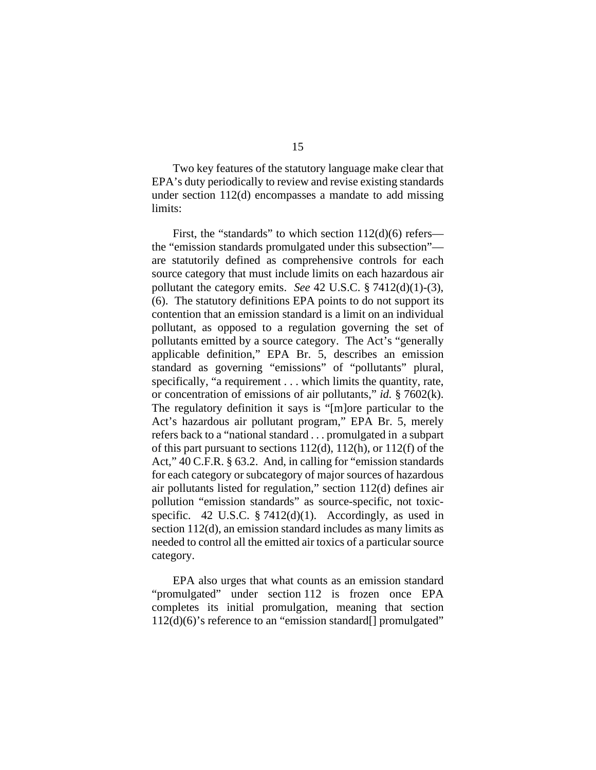Two key features of the statutory language make clear that EPA's duty periodically to review and revise existing standards under section 112(d) encompasses a mandate to add missing limits:

First, the "standards" to which section 112(d)(6) refers—the "emission standards promulgated under this subsection"—are statutorily defined as comprehensive controls for each source category that must include limits on each hazardous air pollutant the category emits. *See* 42 U.S.C. § 7412(d)(1)-(3), (6). The statutory definitions EPA points to do not support its contention that an emission standard is a limit on an individual pollutant, as opposed to a regulation governing the set of pollutants emitted by a source category. The Act's "generally applicable definition," EPA Br. 5, describes an emission standard as governing "emissions" of "pollutants" plural, specifically, "a requirement . . . which limits the quantity, rate, or concentration of emissions of air pollutants," *id.* § 7602(k). The regulatory definition it says is "[m]ore particular to the Act's hazardous air pollutant program," EPA Br. 5, merely refers back to a "national standard . . . promulgated in a subpart of this part pursuant to sections 112(d), 112(h), or 112(f) of the Act," 40 C.F.R. § 63.2. And, in calling for "emission standards for each category or subcategory of major sources of hazardous air pollutants listed for regulation," section 112(d) defines air pollution "emission standards" as source-specific, not toxic-specific. 42 U.S.C. § 7412(d)(1). Accordingly, as used in section 112(d), an emission standard includes as many limits as needed to control all the emitted air toxics of a particular source category.

EPA also urges that what counts as an emission standard "promulgated" under section 112 is frozen once EPA completes its initial promulgation, meaning that section 112(d)(6)'s reference to an "emission standard[] promulgated"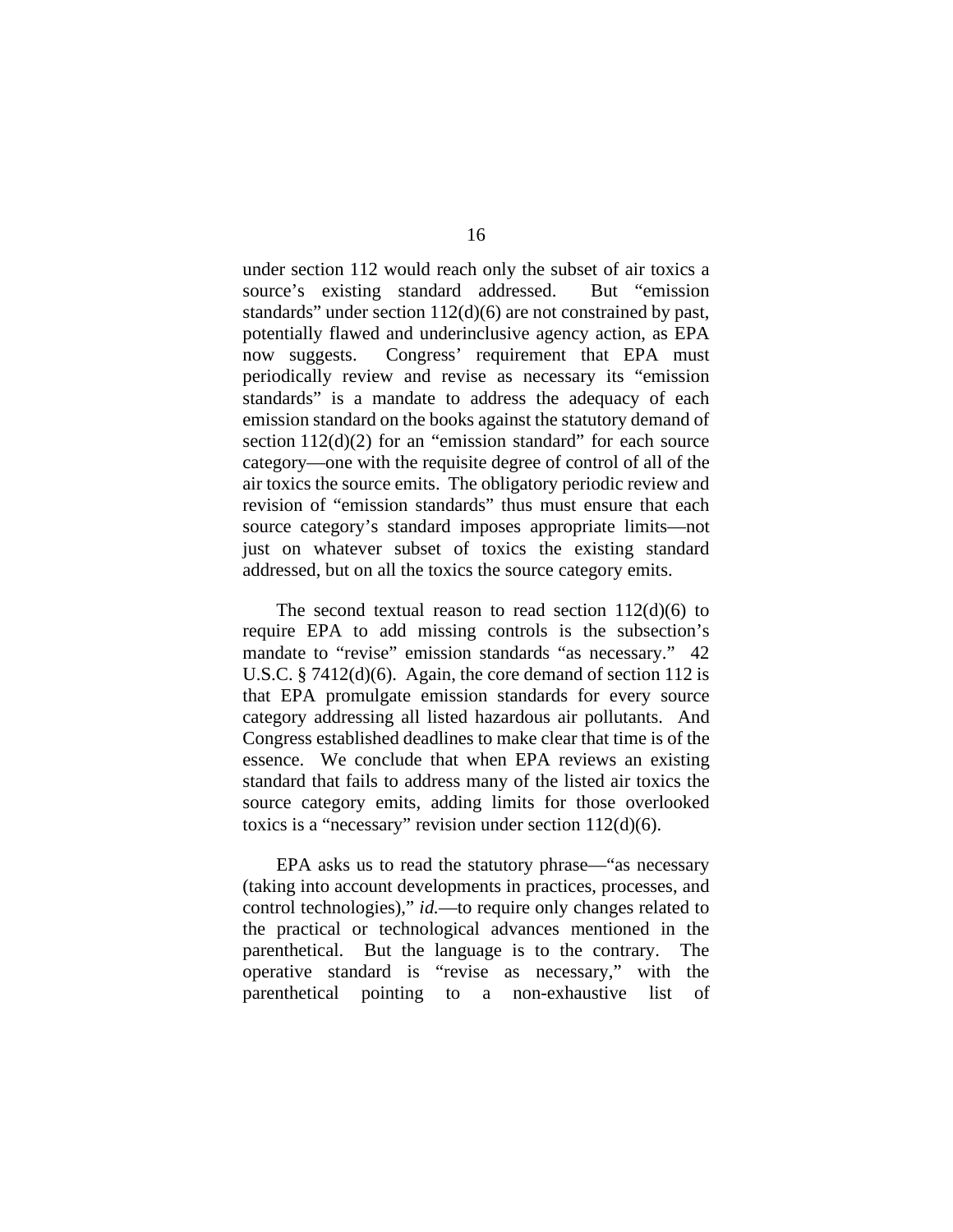under section 112 would reach only the subset of air toxics a source's existing standard addressed. But "emission standards" under section 112(d)(6) are not constrained by past, potentially flawed and underinclusive agency action, as EPA now suggests. Congress' requirement that EPA must periodically review and revise as necessary its "emission standards" is a mandate to address the adequacy of each emission standard on the books against the statutory demand of section 112(d)(2) for an "emission standard" for each source category—one with the requisite degree of control of all of the air toxics the source emits. The obligatory periodic review and revision of "emission standards" thus must ensure that each source category's standard imposes appropriate limits—not just on whatever subset of toxics the existing standard addressed, but on all the toxics the source category emits.

The second textual reason to read section 112(d)(6) to require EPA to add missing controls is the subsection's mandate to "revise" emission standards "as necessary." 42 U.S.C. § 7412(d)(6). Again, the core demand of section 112 is that EPA promulgate emission standards for every source category addressing all listed hazardous air pollutants. And Congress established deadlines to make clear that time is of the essence. We conclude that when EPA reviews an existing standard that fails to address many of the listed air toxics the source category emits, adding limits for those overlooked toxics is a "necessary" revision under section 112(d)(6).

EPA asks us to read the statutory phrase—"as necessary (taking into account developments in practices, processes, and control technologies)," *id.*—to require only changes related to the practical or technological advances mentioned in the parenthetical. But the language is to the contrary. The operative standard is "revise as necessary," with the parenthetical pointing to a non-exhaustive list of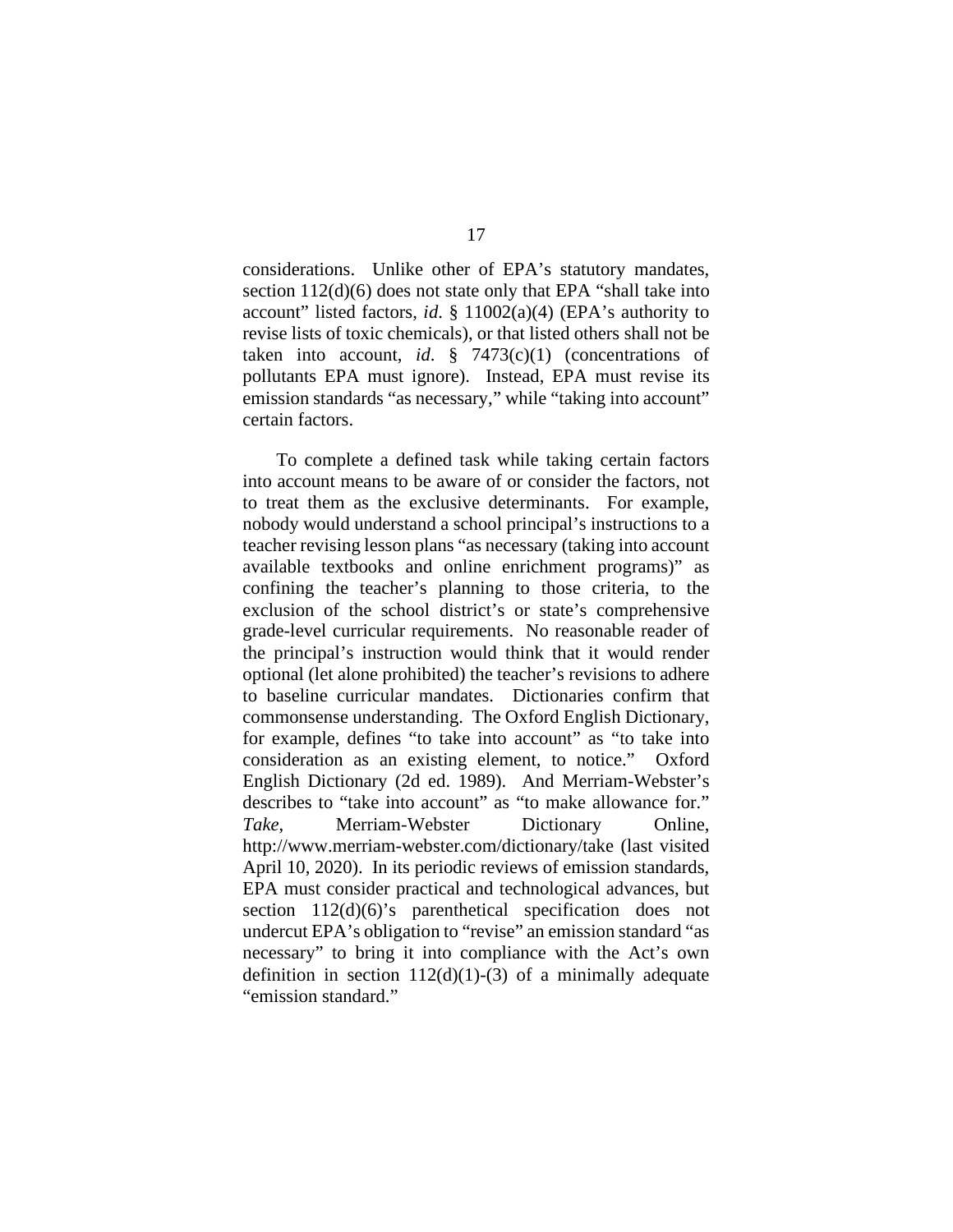considerations. Unlike other of EPA's statutory mandates, section 112(d)(6) does not state only that EPA "shall take into account" listed factors, *id*. § 11002(a)(4) (EPA's authority to revise lists of toxic chemicals), or that listed others shall not be taken into account, *id*. § 7473(c)(1) (concentrations of pollutants EPA must ignore). Instead, EPA must revise its emission standards "as necessary," while "taking into account" certain factors.

To complete a defined task while taking certain factors into account means to be aware of or consider the factors, not to treat them as the exclusive determinants. For example, nobody would understand a school principal's instructions to a teacher revising lesson plans "as necessary (taking into account available textbooks and online enrichment programs)" as confining the teacher's planning to those criteria, to the exclusion of the school district's or state's comprehensive grade-level curricular requirements. No reasonable reader of the principal's instruction would think that it would render optional (let alone prohibited) the teacher's revisions to adhere to baseline curricular mandates. Dictionaries confirm that commonsense understanding. The Oxford English Dictionary, for example, defines "to take into account" as "to take into consideration as an existing element, to notice." Oxford English Dictionary (2d ed. 1989). And Merriam-Webster's describes to "take into account" as "to make allowance for." *Take*, Merriam-Webster Dictionary Online, http://www.merriam-webster.com/dictionary/take (last visited April 10, 2020). In its periodic reviews of emission standards, EPA must consider practical and technological advances, but section 112(d)(6)'s parenthetical specification does not undercut EPA's obligation to "revise" an emission standard "as necessary" to bring it into compliance with the Act's own definition in section 112(d)(1)-(3) of a minimally adequate "emission standard."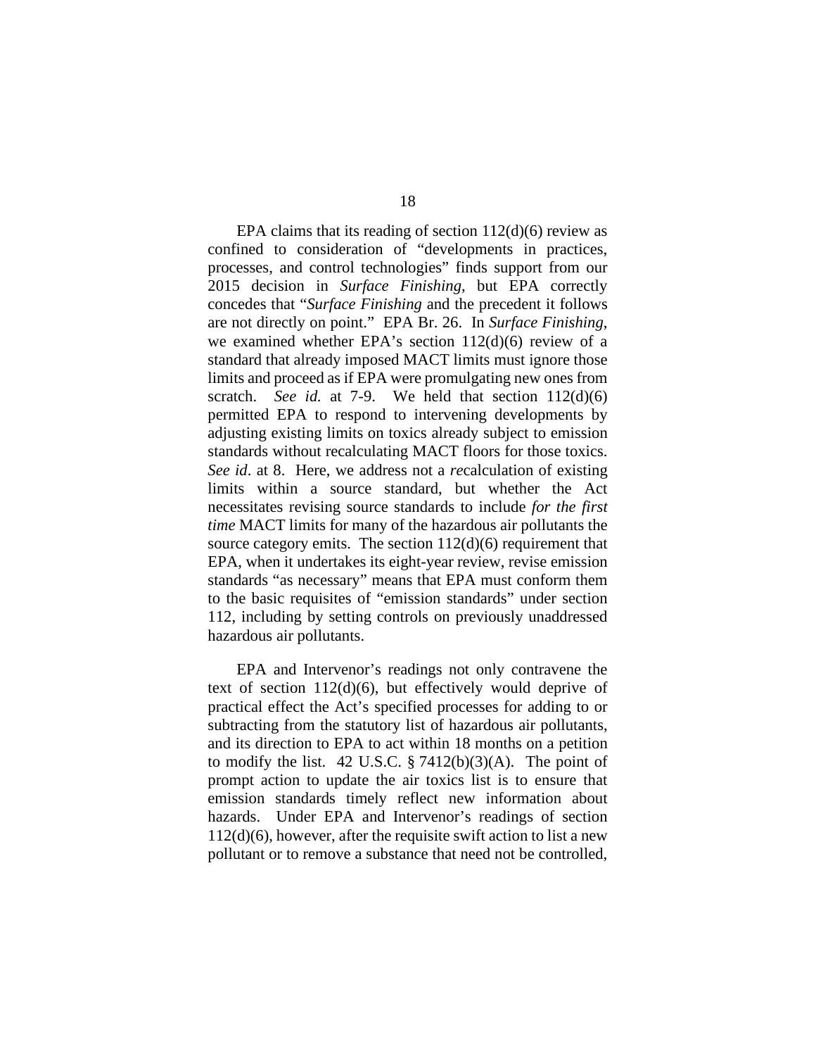EPA claims that its reading of section 112(d)(6) review as confined to consideration of "developments in practices, processes, and control technologies" finds support from our 2015 decision in *Surface Finishing*, but EPA correctly concedes that "*Surface Finishing* and the precedent it follows are not directly on point." EPA Br. 26. In *Surface Finishing*, we examined whether EPA's section 112(d)(6) review of a standard that already imposed MACT limits must ignore those limits and proceed as if EPA were promulgating new ones from scratch. *See id.* at 7-9. We held that section 112(d)(6) permitted EPA to respond to intervening developments by adjusting existing limits on toxics already subject to emission standards without recalculating MACT floors for those toxics. *See id*. at 8. Here, we address not a *re*calculation of existing limits within a source standard, but whether the Act necessitates revising source standards to include *for the first time* MACT limits for many of the hazardous air pollutants the source category emits. The section 112(d)(6) requirement that EPA, when it undertakes its eight-year review, revise emission standards "as necessary" means that EPA must conform them to the basic requisites of "emission standards" under section 112, including by setting controls on previously unaddressed hazardous air pollutants.

EPA and Intervenor's readings not only contravene the text of section 112(d)(6), but effectively would deprive of practical effect the Act's specified processes for adding to or subtracting from the statutory list of hazardous air pollutants, and its direction to EPA to act within 18 months on a petition to modify the list. 42 U.S.C. § 7412(b)(3)(A). The point of prompt action to update the air toxics list is to ensure that emission standards timely reflect new information about hazards. Under EPA and Intervenor's readings of section 112(d)(6), however, after the requisite swift action to list a new pollutant or to remove a substance that need not be controlled,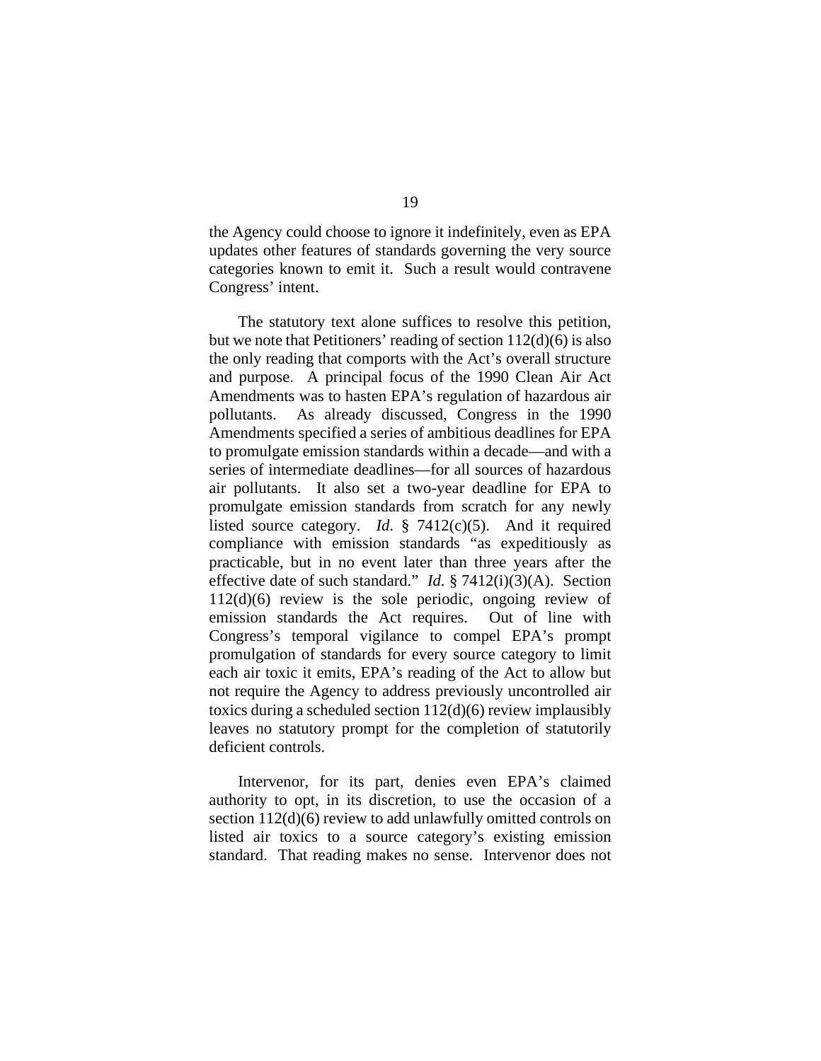the Agency could choose to ignore it indefinitely, even as EPA updates other features of standards governing the very source categories known to emit it. Such a result would contravene Congress' intent.

The statutory text alone suffices to resolve this petition, but we note that Petitioners' reading of section 112(d)(6) is also the only reading that comports with the Act's overall structure and purpose. A principal focus of the 1990 Clean Air Act Amendments was to hasten EPA's regulation of hazardous air pollutants. As already discussed, Congress in the 1990 Amendments specified a series of ambitious deadlines for EPA to promulgate emission standards within a decade—and with a series of intermediate deadlines—for all sources of hazardous air pollutants. It also set a two-year deadline for EPA to promulgate emission standards from scratch for any newly listed source category. *Id*. § 7412(c)(5). And it required compliance with emission standards "as expeditiously as practicable, but in no event later than three years after the effective date of such standard." *Id*. § 7412(i)(3)(A). Section 112(d)(6) review is the sole periodic, ongoing review of emission standards the Act requires. Out of line with Congress's temporal vigilance to compel EPA's prompt promulgation of standards for every source category to limit each air toxic it emits, EPA's reading of the Act to allow but not require the Agency to address previously uncontrolled air toxics during a scheduled section 112(d)(6) review implausibly leaves no statutory prompt for the completion of statutorily deficient controls.

Intervenor, for its part, denies even EPA's claimed authority to opt, in its discretion, to use the occasion of a section 112(d)(6) review to add unlawfully omitted controls on listed air toxics to a source category's existing emission standard. That reading makes no sense. Intervenor does not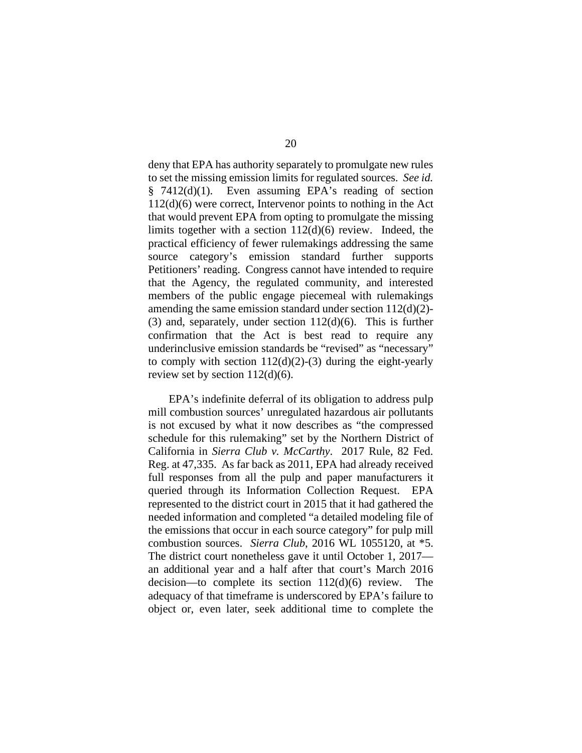deny that EPA has authority separately to promulgate new rules to set the missing emission limits for regulated sources. *See id.* § 7412(d)(1). Even assuming EPA's reading of section 112(d)(6) were correct, Intervenor points to nothing in the Act that would prevent EPA from opting to promulgate the missing limits together with a section 112(d)(6) review. Indeed, the practical efficiency of fewer rulemakings addressing the same source category's emission standard further supports Petitioners' reading. Congress cannot have intended to require that the Agency, the regulated community, and interested members of the public engage piecemeal with rulemakings amending the same emission standard under section 112(d)(2)-(3) and, separately, under section 112(d)(6). This is further confirmation that the Act is best read to require any underinclusive emission standards be "revised" as "necessary" to comply with section 112(d)(2)-(3) during the eight-yearly review set by section 112(d)(6).

EPA's indefinite deferral of its obligation to address pulp mill combustion sources' unregulated hazardous air pollutants is not excused by what it now describes as "the compressed schedule for this rulemaking" set by the Northern District of California in *Sierra Club v. McCarthy*. 2017 Rule, 82 Fed. Reg. at 47,335. As far back as 2011, EPA had already received full responses from all the pulp and paper manufacturers it queried through its Information Collection Request. EPA represented to the district court in 2015 that it had gathered the needed information and completed "a detailed modeling file of the emissions that occur in each source category" for pulp mill combustion sources. *Sierra Club*, 2016 WL 1055120, at *5. The district court nonetheless gave it until October 1, 2017—an additional year and a half after that court's March 2016 decision—to complete its section 112(d)(6) review. The adequacy of that timeframe is underscored by EPA's failure to object or, even later, seek additional time to complete the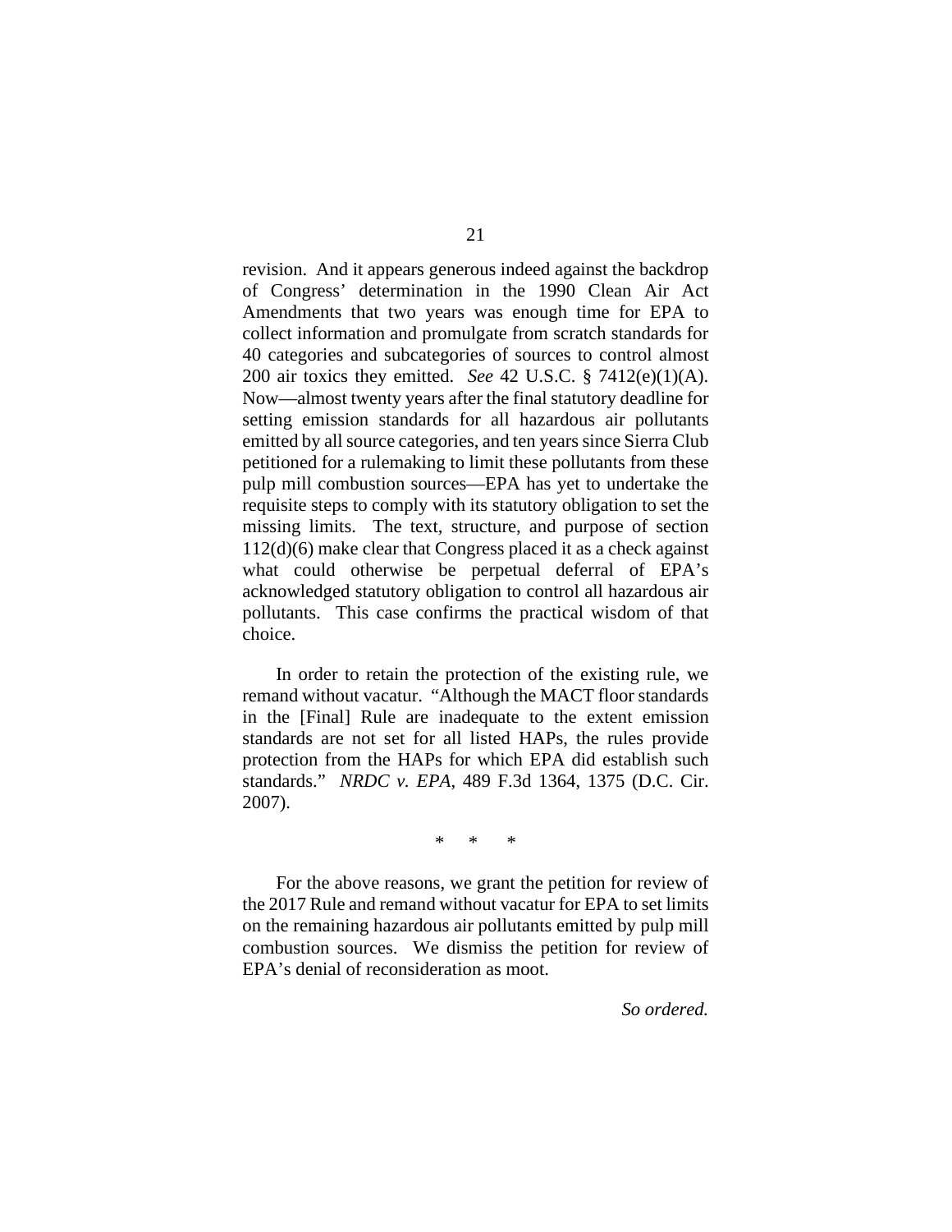revision. And it appears generous indeed against the backdrop of Congress' determination in the 1990 Clean Air Act Amendments that two years was enough time for EPA to collect information and promulgate from scratch standards for 40 categories and subcategories of sources to control almost 200 air toxics they emitted. *See* 42 U.S.C. § 7412(e)(1)(A). Now—almost twenty years after the final statutory deadline for setting emission standards for all hazardous air pollutants emitted by all source categories, and ten years since Sierra Club petitioned for a rulemaking to limit these pollutants from these pulp mill combustion sources—EPA has yet to undertake the requisite steps to comply with its statutory obligation to set the missing limits. The text, structure, and purpose of section 112(d)(6) make clear that Congress placed it as a check against what could otherwise be perpetual deferral of EPA's acknowledged statutory obligation to control all hazardous air pollutants. This case confirms the practical wisdom of that choice.

In order to retain the protection of the existing rule, we remand without vacatur. "Although the MACT floor standards in the [Final] Rule are inadequate to the extent emission standards are not set for all listed HAPs, the rules provide protection from the HAPs for which EPA did establish such standards." *NRDC v. EPA*, 489 F.3d 1364, 1375 (D.C. Cir. 2007).

\* \* \*

For the above reasons, we grant the petition for review of the 2017 Rule and remand without vacatur for EPA to set limits on the remaining hazardous air pollutants emitted by pulp mill combustion sources. We dismiss the petition for review of EPA's denial of reconsideration as moot.

*So ordered.*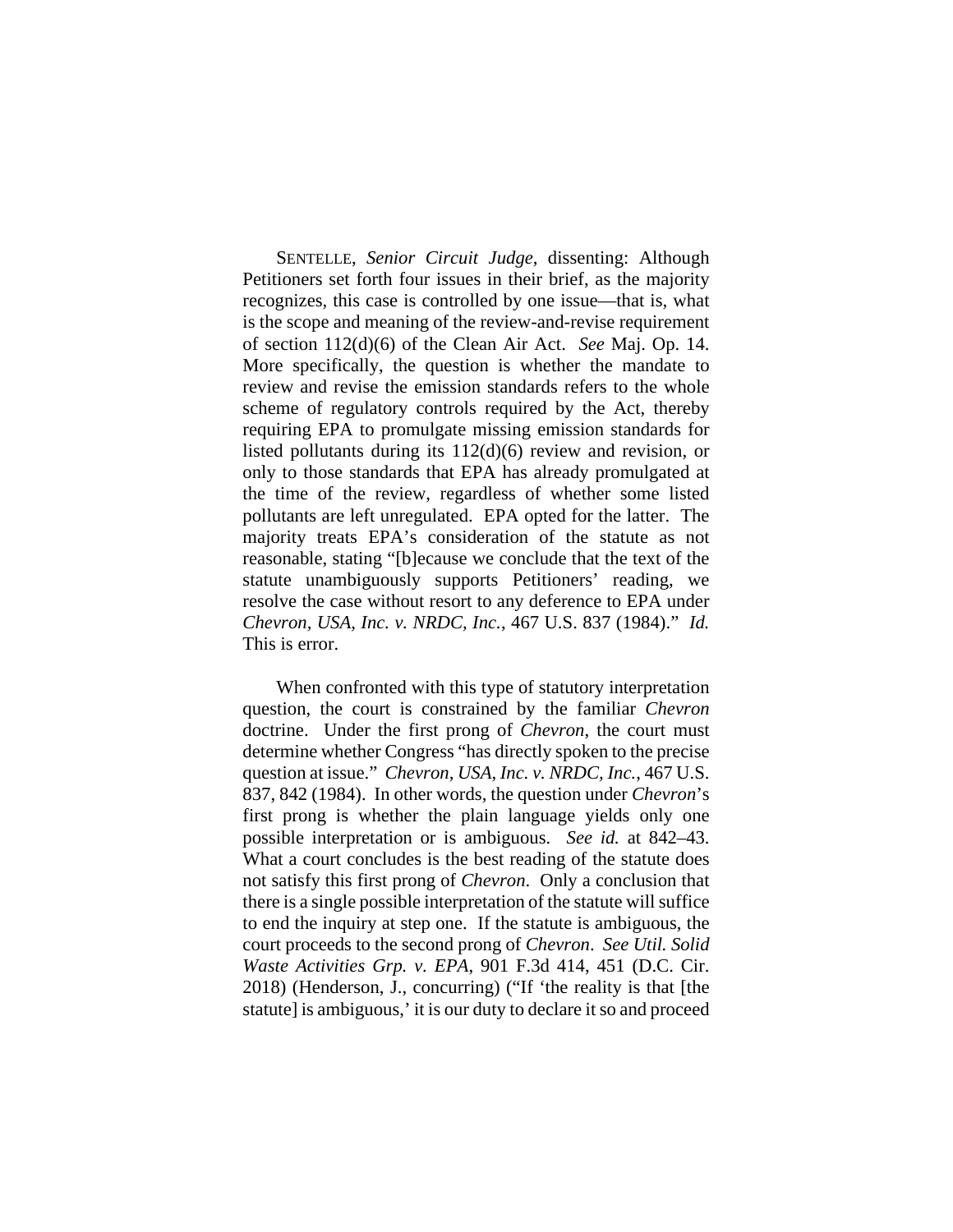SENTELLE, *Senior Circuit Judge*, dissenting: Although Petitioners set forth four issues in their brief, as the majority recognizes, this case is controlled by one issue—that is, what is the scope and meaning of the review-and-revise requirement of section 112(d)(6) of the Clean Air Act. *See* Maj. Op. 14. More specifically, the question is whether the mandate to review and revise the emission standards refers to the whole scheme of regulatory controls required by the Act, thereby requiring EPA to promulgate missing emission standards for listed pollutants during its 112(d)(6) review and revision, or only to those standards that EPA has already promulgated at the time of the review, regardless of whether some listed pollutants are left unregulated. EPA opted for the latter. The majority treats EPA's consideration of the statute as not reasonable, stating "[b]ecause we conclude that the text of the statute unambiguously supports Petitioners' reading, we resolve the case without resort to any deference to EPA under *Chevron, USA, Inc. v. NRDC, Inc.*, 467 U.S. 837 (1984)." *Id.* This is error.

When confronted with this type of statutory interpretation question, the court is constrained by the familiar *Chevron* doctrine. Under the first prong of *Chevron*, the court must determine whether Congress "has directly spoken to the precise question at issue." *Chevron, USA, Inc. v. NRDC, Inc.*, 467 U.S. 837, 842 (1984). In other words, the question under *Chevron*'s first prong is whether the plain language yields only one possible interpretation or is ambiguous. *See id.* at 842–43. What a court concludes is the best reading of the statute does not satisfy this first prong of *Chevron*. Only a conclusion that there is a single possible interpretation of the statute will suffice to end the inquiry at step one. If the statute is ambiguous, the court proceeds to the second prong of *Chevron*. *See Util. Solid Waste Activities Grp. v. EPA*, 901 F.3d 414, 451 (D.C. Cir. 2018) (Henderson, J., concurring) ("If 'the reality is that [the statute] is ambiguous,' it is our duty to declare it so and proceed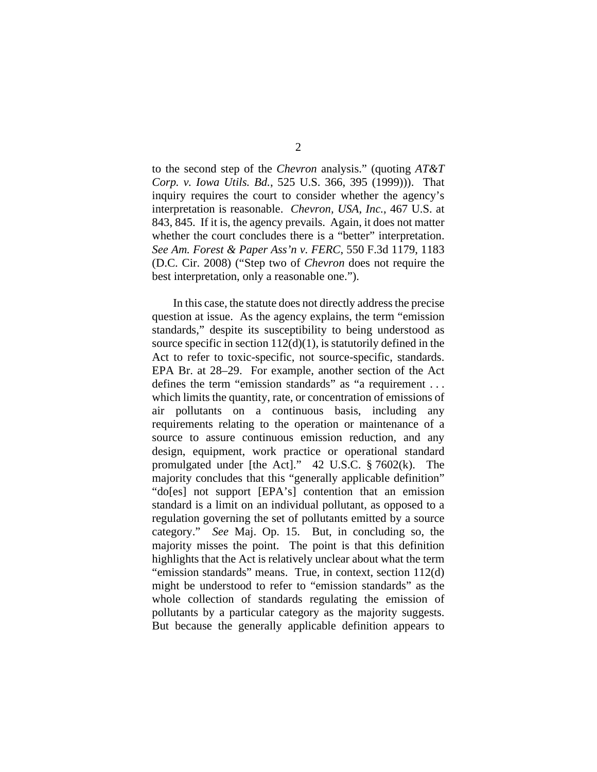to the second step of the *Chevron* analysis." (quoting *AT&T Corp. v. Iowa Utils. Bd.*, 525 U.S. 366, 395 (1999))). That inquiry requires the court to consider whether the agency's interpretation is reasonable. *Chevron, USA, Inc.*, 467 U.S. at 843, 845. If it is, the agency prevails. Again, it does not matter whether the court concludes there is a "better" interpretation. *See Am. Forest & Paper Ass'n v. FERC*, 550 F.3d 1179, 1183 (D.C. Cir. 2008) ("Step two of *Chevron* does not require the best interpretation, only a reasonable one.").

In this case, the statute does not directly address the precise question at issue. As the agency explains, the term "emission standards," despite its susceptibility to being understood as source specific in section 112(d)(1), is statutorily defined in the Act to refer to toxic-specific, not source-specific, standards. EPA Br. at 28–29. For example, another section of the Act defines the term "emission standards" as "a requirement . . . which limits the quantity, rate, or concentration of emissions of air pollutants on a continuous basis, including any requirements relating to the operation or maintenance of a source to assure continuous emission reduction, and any design, equipment, work practice or operational standard promulgated under [the Act]." 42 U.S.C. § 7602(k). The majority concludes that this "generally applicable definition" "do[es] not support [EPA's] contention that an emission standard is a limit on an individual pollutant, as opposed to a regulation governing the set of pollutants emitted by a source category." *See* Maj. Op. 15. But, in concluding so, the majority misses the point. The point is that this definition highlights that the Act is relatively unclear about what the term "emission standards" means. True, in context, section 112(d) might be understood to refer to "emission standards" as the whole collection of standards regulating the emission of pollutants by a particular category as the majority suggests. But because the generally applicable definition appears to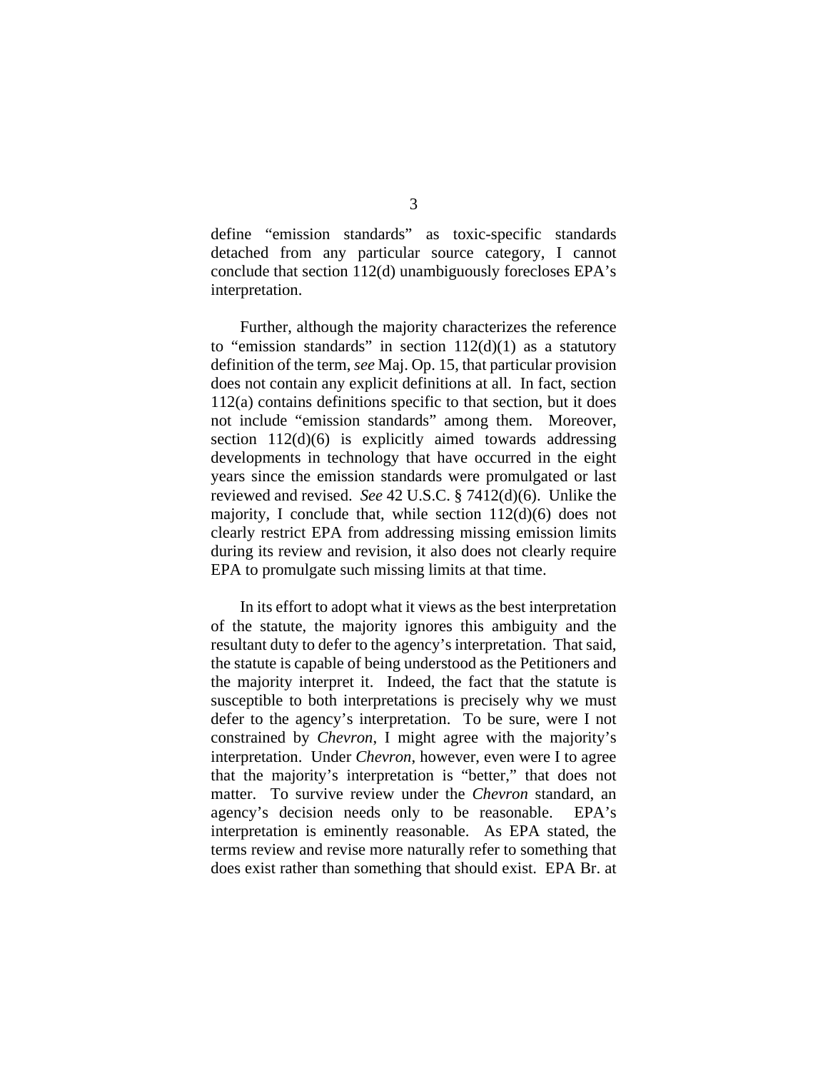define "emission standards" as toxic-specific standards detached from any particular source category, I cannot conclude that section 112(d) unambiguously forecloses EPA's interpretation.

Further, although the majority characterizes the reference to "emission standards" in section 112(d)(1) as a statutory definition of the term, *see* Maj. Op. 15, that particular provision does not contain any explicit definitions at all. In fact, section 112(a) contains definitions specific to that section, but it does not include "emission standards" among them. Moreover, section 112(d)(6) is explicitly aimed towards addressing developments in technology that have occurred in the eight years since the emission standards were promulgated or last reviewed and revised. *See* 42 U.S.C. § 7412(d)(6). Unlike the majority, I conclude that, while section 112(d)(6) does not clearly restrict EPA from addressing missing emission limits during its review and revision, it also does not clearly require EPA to promulgate such missing limits at that time.

In its effort to adopt what it views as the best interpretation of the statute, the majority ignores this ambiguity and the resultant duty to defer to the agency's interpretation. That said, the statute is capable of being understood as the Petitioners and the majority interpret it. Indeed, the fact that the statute is susceptible to both interpretations is precisely why we must defer to the agency's interpretation. To be sure, were I not constrained by *Chevron*, I might agree with the majority's interpretation. Under *Chevron*, however, even were I to agree that the majority's interpretation is "better," that does not matter. To survive review under the *Chevron* standard, an agency's decision needs only to be reasonable. EPA's interpretation is eminently reasonable. As EPA stated, the terms review and revise more naturally refer to something that does exist rather than something that should exist. EPA Br. at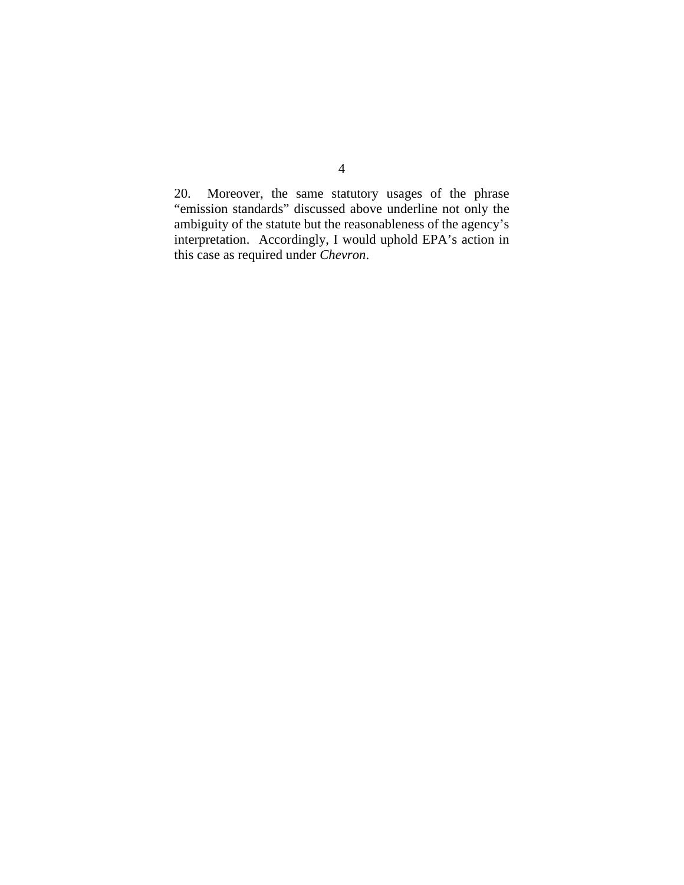20. Moreover, the same statutory usages of the phrase "emission standards" discussed above underline not only the ambiguity of the statute but the reasonableness of the agency's interpretation. Accordingly, I would uphold EPA's action in this case as required under *Chevron*.